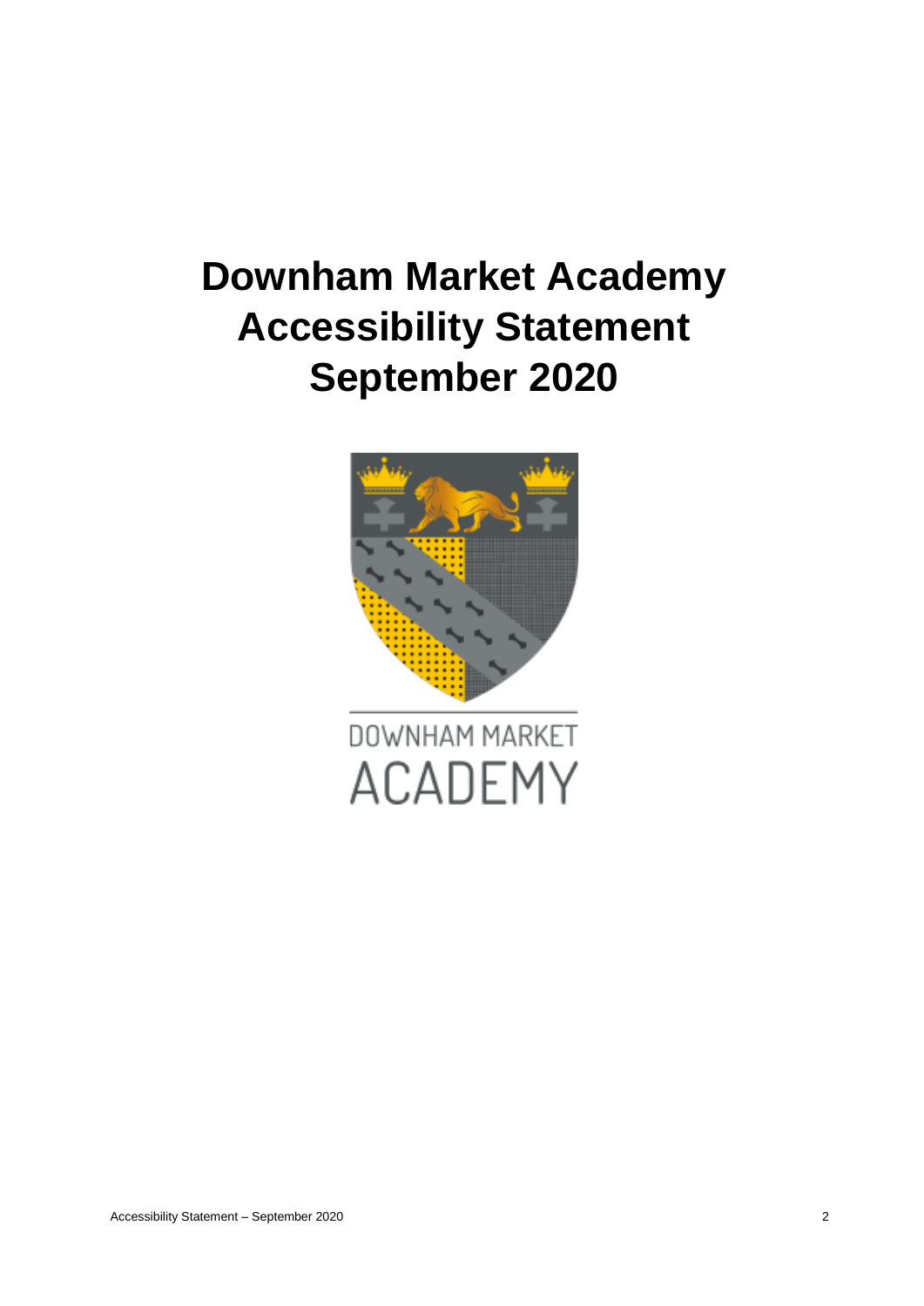# Downham Market Academy Accessibility Statement September 2020

DOWNHAM MARKET
ACADEMY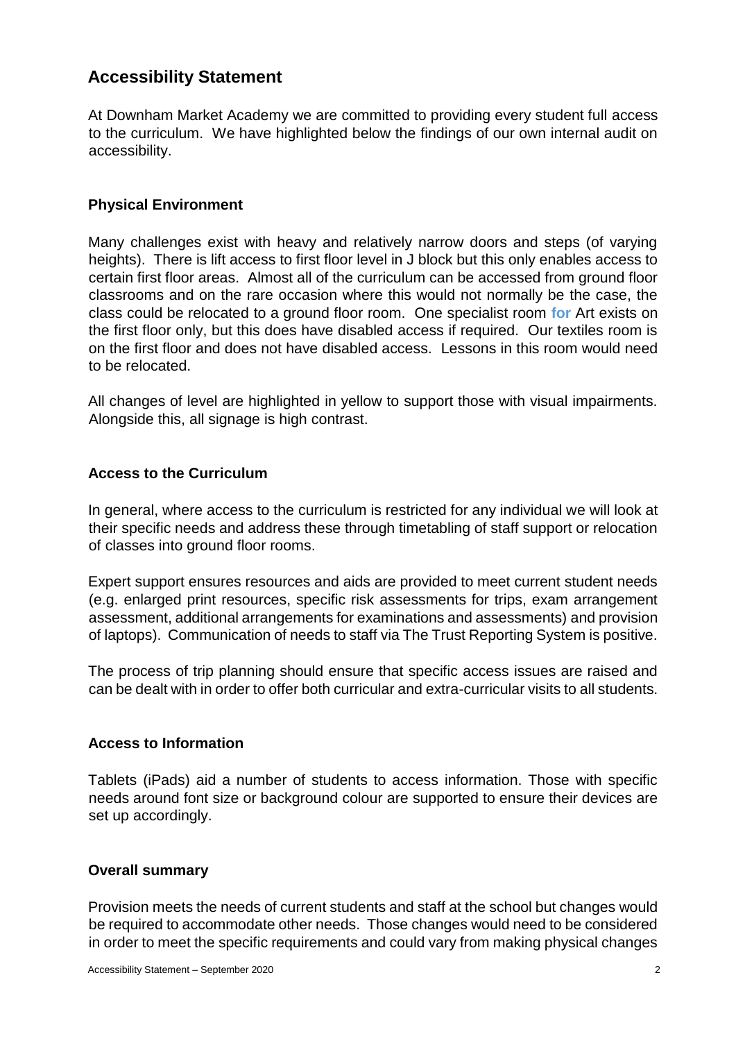## Accessibility Statement

At Downham Market Academy we are committed to providing every student full access to the curriculum. We have highlighted below the findings of our own internal audit on accessibility.

### Physical Environment

Many challenges exist with heavy and relatively narrow doors and steps (of varying heights). There is lift access to first floor level in J block but this only enables access to certain first floor areas. Almost all of the curriculum can be accessed from ground floor classrooms and on the rare occasion where this would not normally be the case, the class could be relocated to a ground floor room. One specialist room **for** Art exists on the first floor only, but this does have disabled access if required. Our textiles room is on the first floor and does not have disabled access. Lessons in this room would need to be relocated.

All changes of level are highlighted in yellow to support those with visual impairments. Alongside this, all signage is high contrast.

### Access to the Curriculum

In general, where access to the curriculum is restricted for any individual we will look at their specific needs and address these through timetabling of staff support or relocation of classes into ground floor rooms.

Expert support ensures resources and aids are provided to meet current student needs (e.g. enlarged print resources, specific risk assessments for trips, exam arrangement assessment, additional arrangements for examinations and assessments) and provision of laptops). Communication of needs to staff via The Trust Reporting System is positive.

The process of trip planning should ensure that specific access issues are raised and can be dealt with in order to offer both curricular and extra-curricular visits to all students.

### Access to Information

Tablets (iPads) aid a number of students to access information. Those with specific needs around font size or background colour are supported to ensure their devices are set up accordingly.

### Overall summary

Provision meets the needs of current students and staff at the school but changes would be required to accommodate other needs. Those changes would need to be considered in order to meet the specific requirements and could vary from making physical changes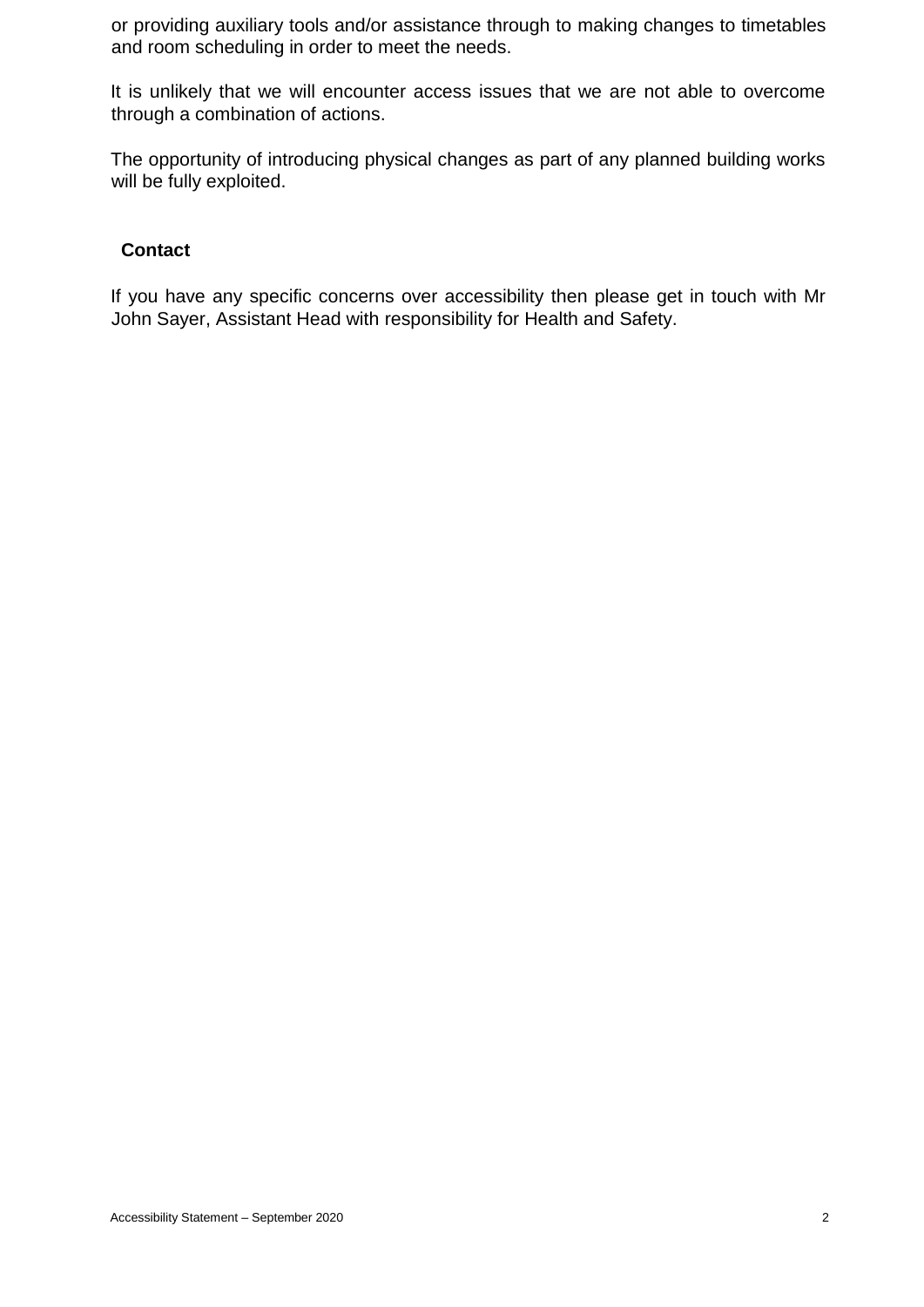or providing auxiliary tools and/or assistance through to making changes to timetables and room scheduling in order to meet the needs.

It is unlikely that we will encounter access issues that we are not able to overcome through a combination of actions.

The opportunity of introducing physical changes as part of any planned building works will be fully exploited.

## Contact

If you have any specific concerns over accessibility then please get in touch with Mr John Sayer, Assistant Head with responsibility for Health and Safety.